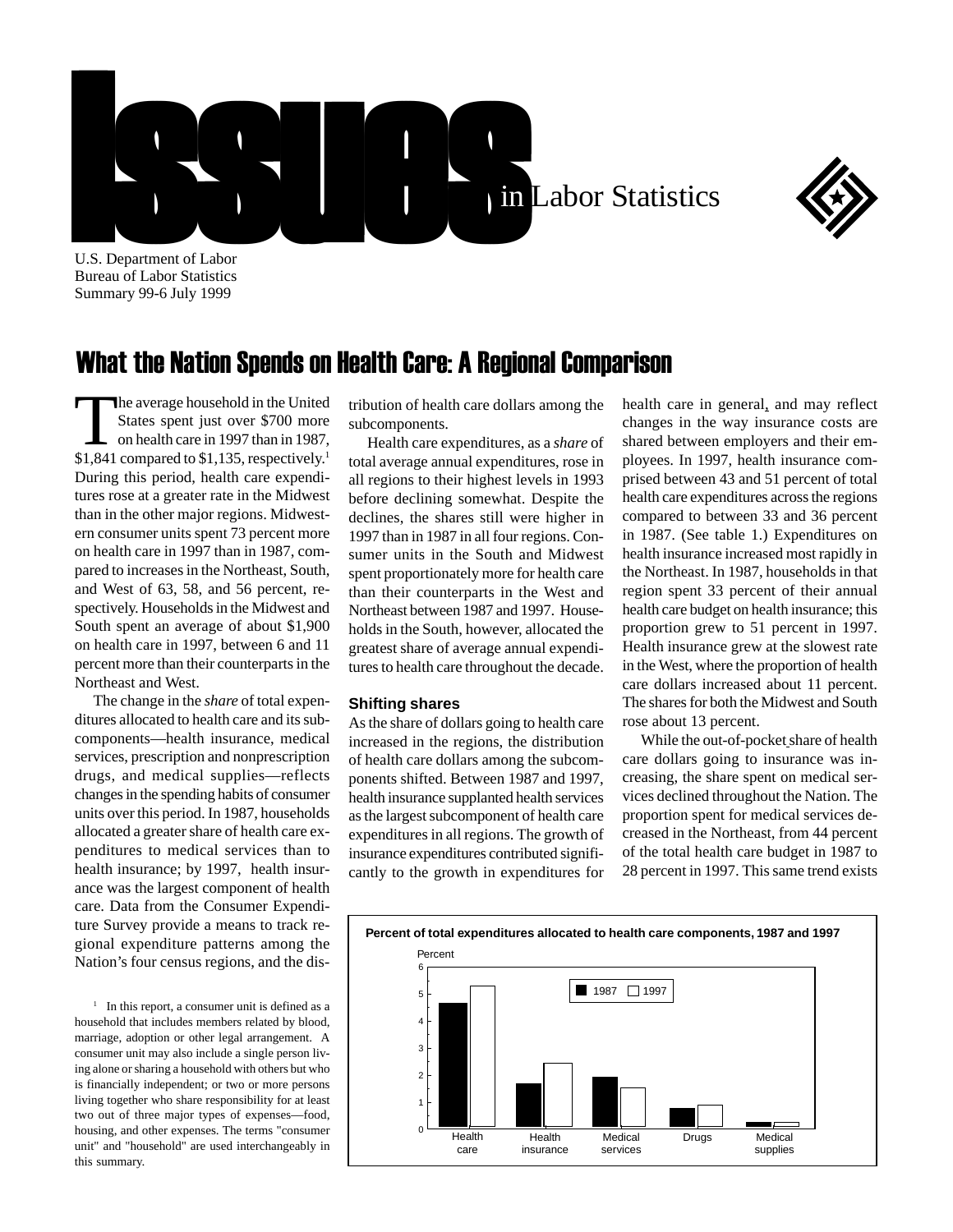# Issues in Labor Statistics

U.S. Department of Labor
Bureau of Labor Statistics
Summary 99-6 July 1999

## What the Nation Spends on Health Care: A Regional Comparison

The average household in the United States spent just over $700 more on health care in 1997 than in 1987, $1,841 compared to $1,135, respectively.[1] During this period, health care expenditures rose at a greater rate in the Midwest than in the other major regions. Midwestern consumer units spent 73 percent more on health care in 1997 than in 1987, compared to increases in the Northeast, South, and West of 63, 58, and 56 percent, respectively. Households in the Midwest and South spent an average of about $1,900 on health care in 1997, between 6 and 11 percent more than their counterparts in the Northeast and West.

The change in the *share* of total expenditures allocated to health care and its subcomponents—health insurance, medical services, prescription and nonprescription drugs, and medical supplies—reflects changes in the spending habits of consumer units over this period. In 1987, households allocated a greater share of health care expenditures to medical services than to health insurance; by 1997, health insurance was the largest component of health care. Data from the Consumer Expenditure Survey provide a means to track regional expenditure patterns among the Nation's four census regions, and the distribution of health care dollars among the subcomponents.

Health care expenditures, as a *share* of total average annual expenditures, rose in all regions to their highest levels in 1993 before declining somewhat. Despite the declines, the shares still were higher in 1997 than in 1987 in all four regions. Consumer units in the South and Midwest spent proportionately more for health care than their counterparts in the West and Northeast between 1987 and 1997. Households in the South, however, allocated the greatest share of average annual expenditures to health care throughout the decade.

### Shifting shares

As the share of dollars going to health care increased in the regions, the distribution of health care dollars among the subcomponents shifted. Between 1987 and 1997, health insurance supplanted health services as the largest subcomponent of health care expenditures in all regions. The growth of insurance expenditures contributed significantly to the growth in expenditures for health care in general, and may reflect changes in the way insurance costs are shared between employers and their employees. In 1997, health insurance comprised between 43 and 51 percent of total health care expenditures across the regions compared to between 33 and 36 percent in 1987. (See table 1.) Expenditures on health insurance increased most rapidly in the Northeast. In 1987, households in that region spent 33 percent of their annual health care budget on health insurance; this proportion grew to 51 percent in 1997. Health insurance grew at the slowest rate in the West, where the proportion of health care dollars increased about 11 percent. The shares for both the Midwest and South rose about 13 percent.

While the out-of-pocket share of health care dollars going to insurance was increasing, the share spent on medical services declined throughout the Nation. The proportion spent for medical services decreased in the Northeast, from 44 percent of the total health care budget in 1987 to 28 percent in 1997. This same trend exists

**Percent of total expenditures allocated to health care components, 1987 and 1997**

[1] In this report, a consumer unit is defined as a household that includes members related by blood, marriage, adoption or other legal arrangement. A consumer unit may also include a single person living alone or sharing a household with others but who is financially independent; or two or more persons living together who share responsibility for at least two out of three major types of expenses—food, housing, and other expenses. The terms "consumer unit" and "household" are used interchangeably in this summary.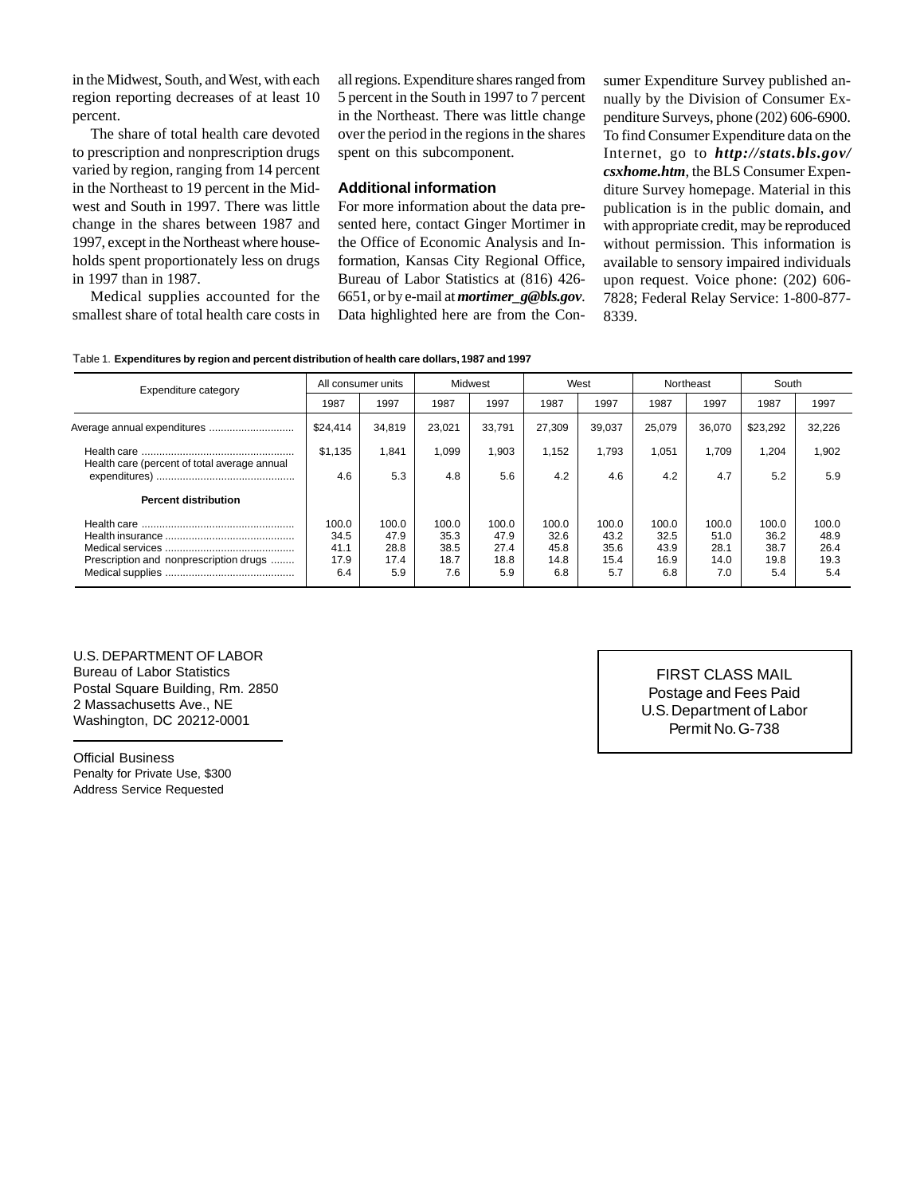in the Midwest, South, and West, with each region reporting decreases of at least 10 percent.

The share of total health care devoted to prescription and nonprescription drugs varied by region, ranging from 14 percent in the Northeast to 19 percent in the Midwest and South in 1997. There was little change in the shares between 1987 and 1997, except in the Northeast where households spent proportionately less on drugs in 1997 than in 1987.

Medical supplies accounted for the smallest share of total health care costs in all regions. Expenditure shares ranged from 5 percent in the South in 1997 to 7 percent in the Northeast. There was little change over the period in the regions in the shares spent on this subcomponent.

### Additional information

For more information about the data presented here, contact Ginger Mortimer in the Office of Economic Analysis and Information, Kansas City Regional Office, Bureau of Labor Statistics at (816) 426-6651, or by e-mail at ***mortimer_g@bls.gov***. Data highlighted here are from the Consumer Expenditure Survey published annually by the Division of Consumer Expenditure Surveys, phone (202) 606-6900. To find Consumer Expenditure data on the Internet, go to ***http://stats.bls.gov/csxhome.htm***, the BLS Consumer Expenditure Survey homepage. Material in this publication is in the public domain, and with appropriate credit, may be reproduced without permission. This information is available to sensory impaired individuals upon request. Voice phone: (202) 606-7828; Federal Relay Service: 1-800-877-8339.

Table 1. **Expenditures by region and percent distribution of health care dollars, 1987 and 1997**

| Expenditure category | All consumer units | | Midwest | | West | | Northeast | | South | |
|---|---|---|---|---|---|---|---|---|---|---|
| | 1987 | 1997 | 1987 | 1997 | 1987 | 1997 | 1987 | 1997 | 1987 | 1997 |
| Average annual expenditures | $24,414 | 34,819 | 23,021 | 33,791 | 27,309 | 39,037 | 25,079 | 36,070 | $23,292 | 32,226 |
| Health care | $1,135 | 1,841 | 1,099 | 1,903 | 1,152 | 1,793 | 1,051 | 1,709 | 1,204 | 1,902 |
| Health care (percent of total average annual expenditures) | 4.6 | 5.3 | 4.8 | 5.6 | 4.2 | 4.6 | 4.2 | 4.7 | 5.2 | 5.9 |
| **Percent distribution** | | | | | | | | | | |
| Health care | 100.0 | 100.0 | 100.0 | 100.0 | 100.0 | 100.0 | 100.0 | 100.0 | 100.0 | 100.0 |
| Health insurance | 34.5 | 47.9 | 35.3 | 47.9 | 32.6 | 43.2 | 32.5 | 51.0 | 36.2 | 48.9 |
| Medical services | 41.1 | 28.8 | 38.5 | 27.4 | 45.8 | 35.6 | 43.9 | 28.1 | 38.7 | 26.4 |
| Prescription and nonprescription drugs | 17.9 | 17.4 | 18.7 | 18.8 | 14.8 | 15.4 | 16.9 | 14.0 | 19.8 | 19.3 |
| Medical supplies | 6.4 | 5.9 | 7.6 | 5.9 | 6.8 | 5.7 | 6.8 | 7.0 | 5.4 | 5.4 |

U.S. DEPARTMENT OF LABOR
Bureau of Labor Statistics
Postal Square Building, Rm. 2850
2 Massachusetts Ave., NE
Washington, DC 20212-0001

Official Business
Penalty for Private Use, $300
Address Service Requested

FIRST CLASS MAIL
Postage and Fees Paid
U.S. Department of Labor
Permit No. G-738